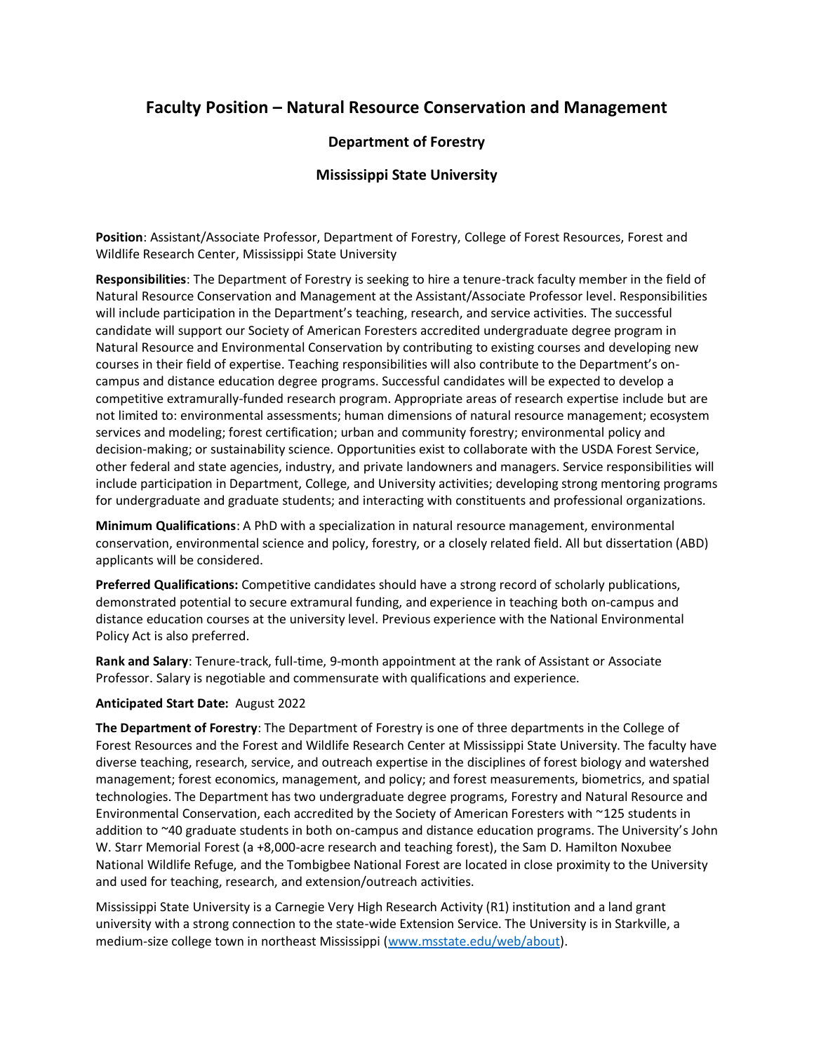# Faculty Position – Natural Resource Conservation and Management

## Department of Forestry

## Mississippi State University

**Position**: Assistant/Associate Professor, Department of Forestry, College of Forest Resources, Forest and Wildlife Research Center, Mississippi State University

**Responsibilities**: The Department of Forestry is seeking to hire a tenure-track faculty member in the field of Natural Resource Conservation and Management at the Assistant/Associate Professor level. Responsibilities will include participation in the Department's teaching, research, and service activities. The successful candidate will support our Society of American Foresters accredited undergraduate degree program in Natural Resource and Environmental Conservation by contributing to existing courses and developing new courses in their field of expertise. Teaching responsibilities will also contribute to the Department's on-campus and distance education degree programs. Successful candidates will be expected to develop a competitive extramurally-funded research program. Appropriate areas of research expertise include but are not limited to: environmental assessments; human dimensions of natural resource management; ecosystem services and modeling; forest certification; urban and community forestry; environmental policy and decision-making; or sustainability science. Opportunities exist to collaborate with the USDA Forest Service, other federal and state agencies, industry, and private landowners and managers. Service responsibilities will include participation in Department, College, and University activities; developing strong mentoring programs for undergraduate and graduate students; and interacting with constituents and professional organizations.

**Minimum Qualifications**: A PhD with a specialization in natural resource management, environmental conservation, environmental science and policy, forestry, or a closely related field. All but dissertation (ABD) applicants will be considered.

**Preferred Qualifications:** Competitive candidates should have a strong record of scholarly publications, demonstrated potential to secure extramural funding, and experience in teaching both on-campus and distance education courses at the university level. Previous experience with the National Environmental Policy Act is also preferred.

**Rank and Salary**: Tenure-track, full-time, 9-month appointment at the rank of Assistant or Associate Professor. Salary is negotiable and commensurate with qualifications and experience.

**Anticipated Start Date:** August 2022

**The Department of Forestry**: The Department of Forestry is one of three departments in the College of Forest Resources and the Forest and Wildlife Research Center at Mississippi State University. The faculty have diverse teaching, research, service, and outreach expertise in the disciplines of forest biology and watershed management; forest economics, management, and policy; and forest measurements, biometrics, and spatial technologies. The Department has two undergraduate degree programs, Forestry and Natural Resource and Environmental Conservation, each accredited by the Society of American Foresters with ~125 students in addition to ~40 graduate students in both on-campus and distance education programs. The University's John W. Starr Memorial Forest (a +8,000-acre research and teaching forest), the Sam D. Hamilton Noxubee National Wildlife Refuge, and the Tombigbee National Forest are located in close proximity to the University and used for teaching, research, and extension/outreach activities.

Mississippi State University is a Carnegie Very High Research Activity (R1) institution and a land grant university with a strong connection to the state-wide Extension Service. The University is in Starkville, a medium-size college town in northeast Mississippi ([www.msstate.edu/web/about](www.msstate.edu/web/about)).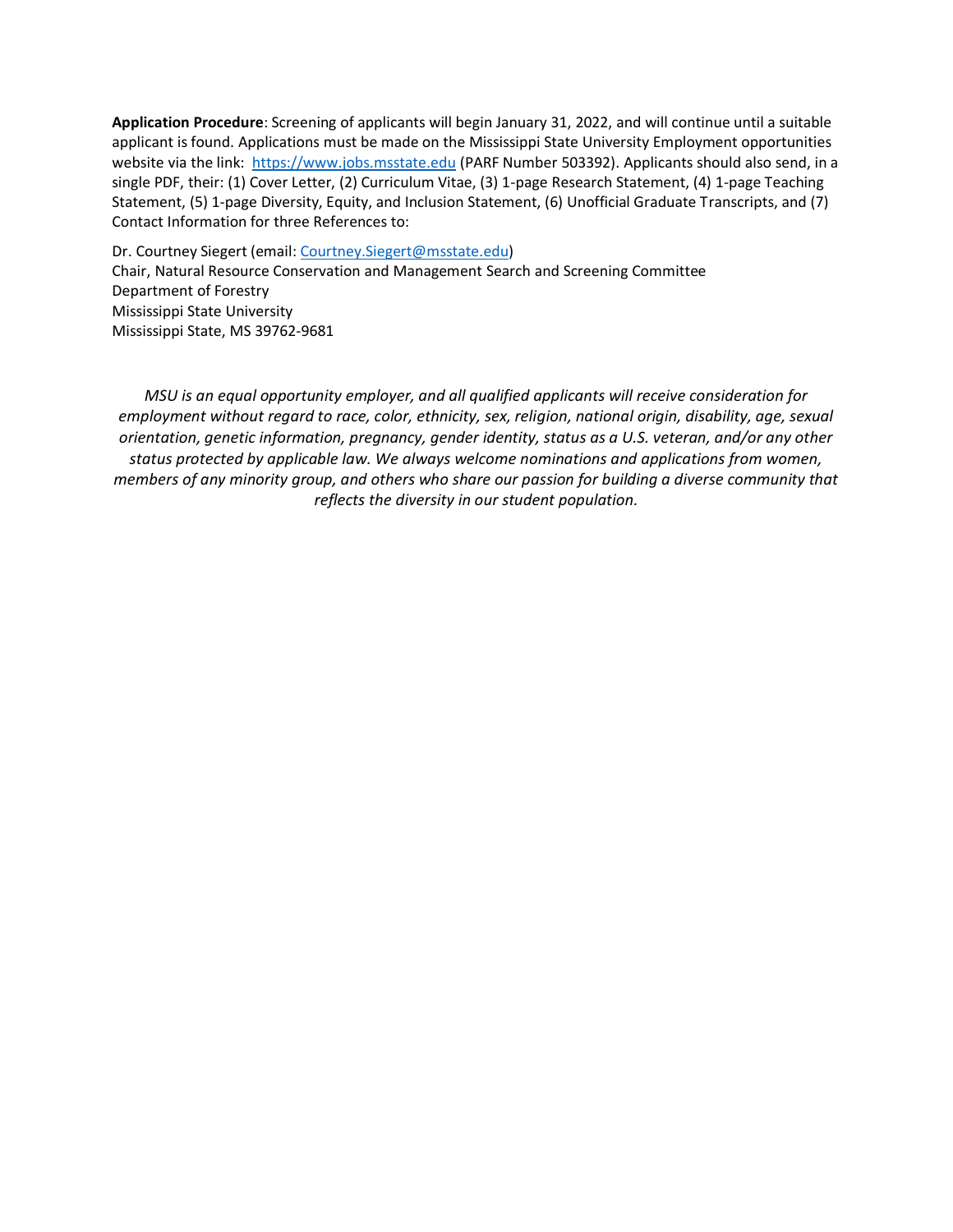**Application Procedure**: Screening of applicants will begin January 31, 2022, and will continue until a suitable applicant is found. Applications must be made on the Mississippi State University Employment opportunities website via the link: [https://www.jobs.msstate.edu](https://www.jobs.msstate.edu) (PARF Number 503392). Applicants should also send, in a single PDF, their: (1) Cover Letter, (2) Curriculum Vitae, (3) 1-page Research Statement, (4) 1-page Teaching Statement, (5) 1-page Diversity, Equity, and Inclusion Statement, (6) Unofficial Graduate Transcripts, and (7) Contact Information for three References to:

Dr. Courtney Siegert (email: [Courtney.Siegert@msstate.edu](mailto:Courtney.Siegert@msstate.edu))
Chair, Natural Resource Conservation and Management Search and Screening Committee
Department of Forestry
Mississippi State University
Mississippi State, MS 39762-9681

*MSU is an equal opportunity employer, and all qualified applicants will receive consideration for employment without regard to race, color, ethnicity, sex, religion, national origin, disability, age, sexual orientation, genetic information, pregnancy, gender identity, status as a U.S. veteran, and/or any other status protected by applicable law. We always welcome nominations and applications from women, members of any minority group, and others who share our passion for building a diverse community that reflects the diversity in our student population.*